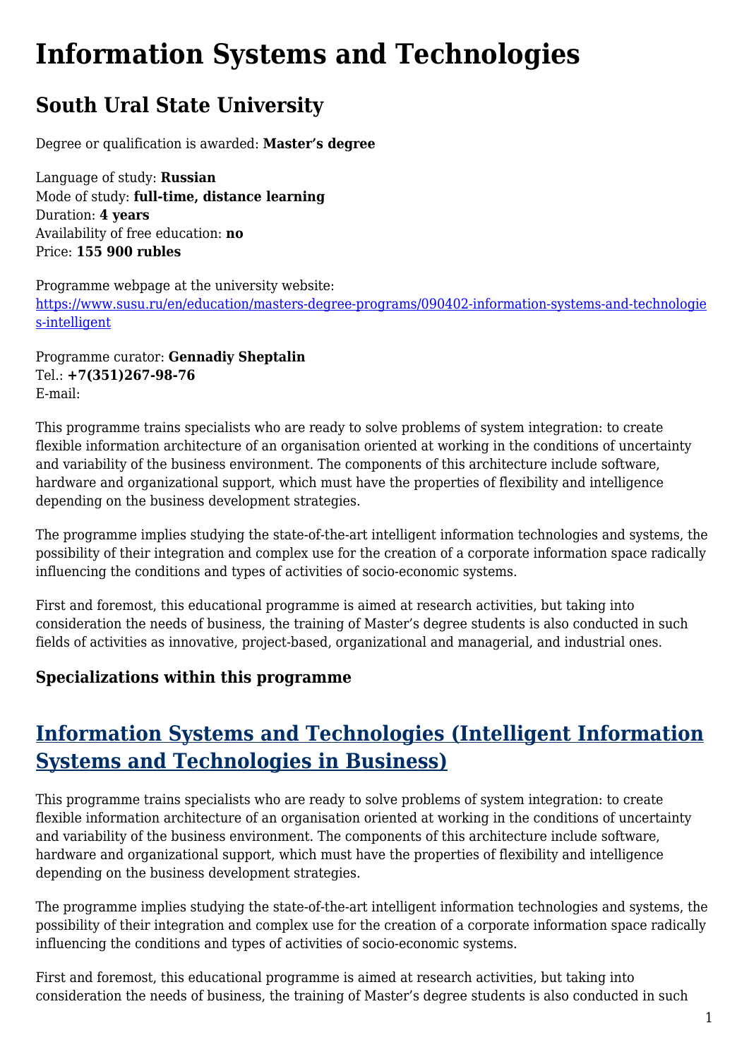# Information Systems and Technologies

## South Ural State University

Degree or qualification is awarded: **Master's degree**

Language of study: **Russian**
Mode of study: **full-time, distance learning**
Duration: **4 years**
Availability of free education: **no**
Price: **155 900 rubles**

Programme webpage at the university website:
[https://www.susu.ru/en/education/masters-degree-programs/090402-information-systems-and-technologies-intelligent](https://www.susu.ru/en/education/masters-degree-programs/090402-information-systems-and-technologies-intelligent)

Programme curator: **Gennadiy Sheptalin**
Tel.: **+7(351)267-98-76**
E-mail:

This programme trains specialists who are ready to solve problems of system integration: to create flexible information architecture of an organisation oriented at working in the conditions of uncertainty and variability of the business environment. The components of this architecture include software, hardware and organizational support, which must have the properties of flexibility and intelligence depending on the business development strategies.

The programme implies studying the state-of-the-art intelligent information technologies and systems, the possibility of their integration and complex use for the creation of a corporate information space radically influencing the conditions and types of activities of socio-economic systems.

First and foremost, this educational programme is aimed at research activities, but taking into consideration the needs of business, the training of Master's degree students is also conducted in such fields of activities as innovative, project-based, organizational and managerial, and industrial ones.

### Specializations within this programme

## Information Systems and Technologies (Intelligent Information Systems and Technologies in Business)

This programme trains specialists who are ready to solve problems of system integration: to create flexible information architecture of an organisation oriented at working in the conditions of uncertainty and variability of the business environment. The components of this architecture include software, hardware and organizational support, which must have the properties of flexibility and intelligence depending on the business development strategies.

The programme implies studying the state-of-the-art intelligent information technologies and systems, the possibility of their integration and complex use for the creation of a corporate information space radically influencing the conditions and types of activities of socio-economic systems.

First and foremost, this educational programme is aimed at research activities, but taking into consideration the needs of business, the training of Master's degree students is also conducted in such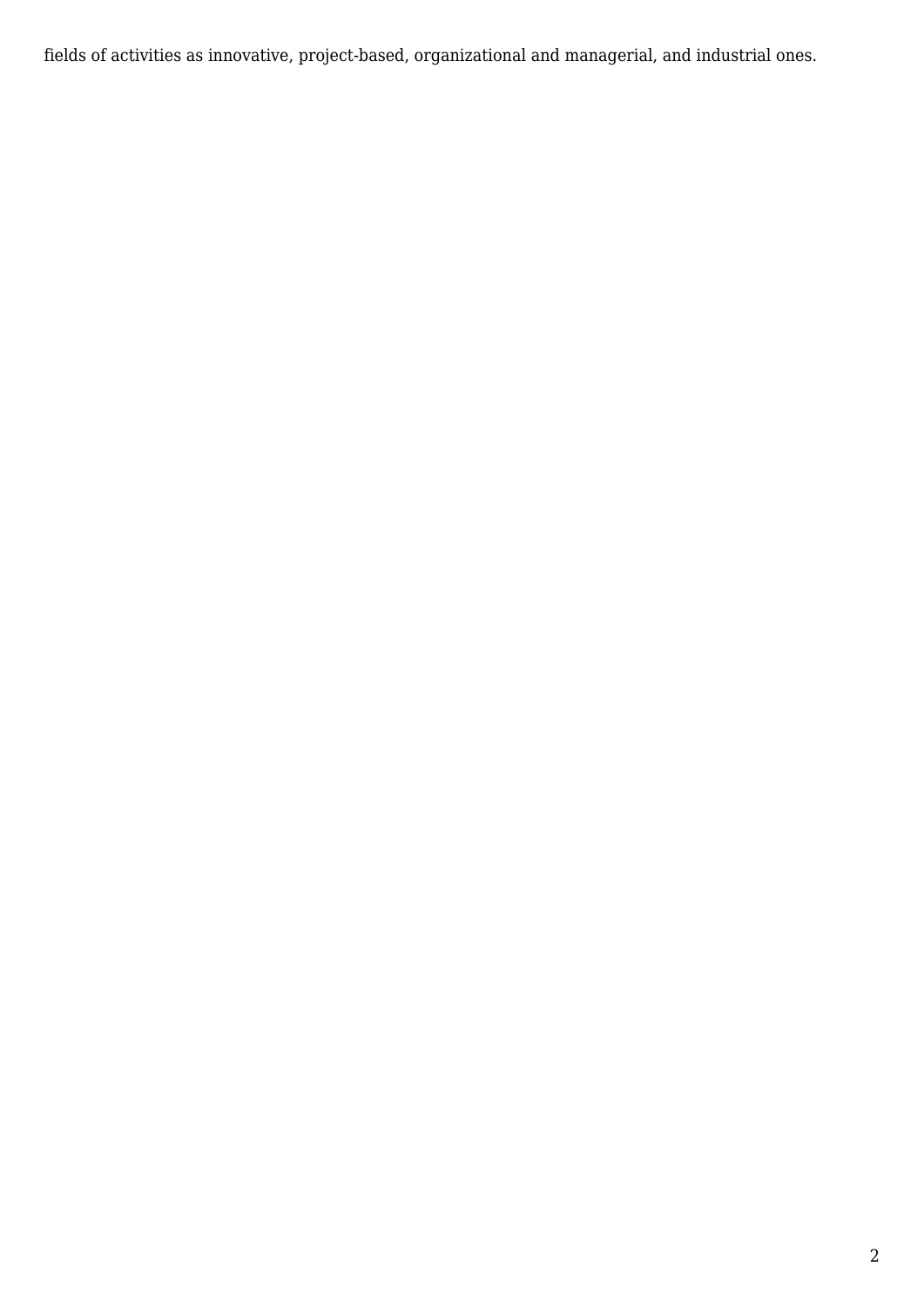fields of activities as innovative, project-based, organizational and managerial, and industrial ones.